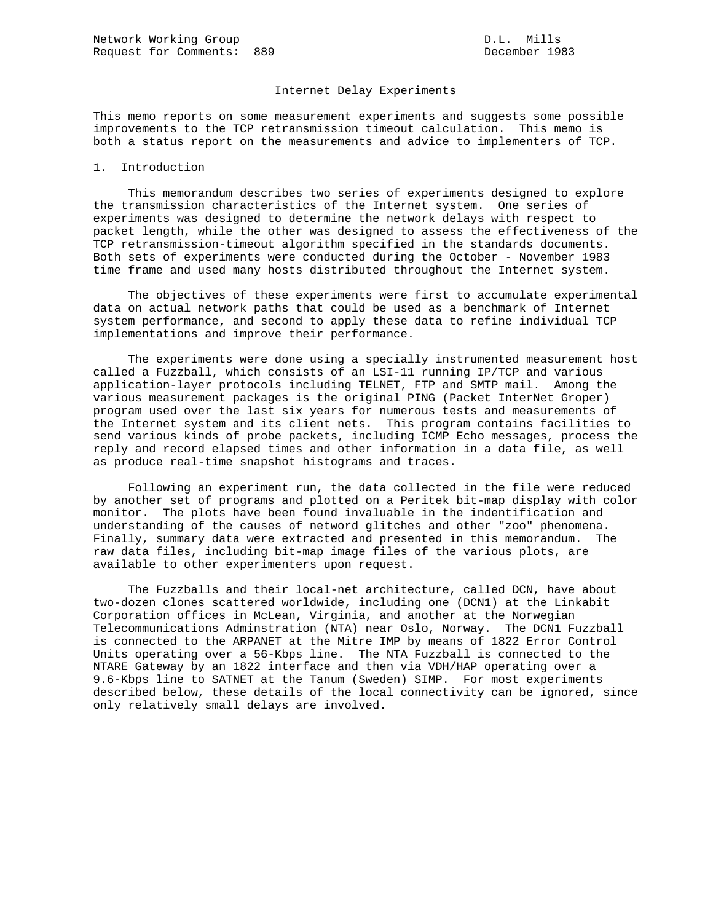Network Working Group D.L. Mills
Request for Comments: 889 December 1983

# Internet Delay Experiments

This memo reports on some measurement experiments and suggests some possible improvements to the TCP retransmission timeout calculation. This memo is both a status report on the measurements and advice to implementers of TCP.

## 1. Introduction

This memorandum describes two series of experiments designed to explore the transmission characteristics of the Internet system. One series of experiments was designed to determine the network delays with respect to packet length, while the other was designed to assess the effectiveness of the TCP retransmission-timeout algorithm specified in the standards documents. Both sets of experiments were conducted during the October - November 1983 time frame and used many hosts distributed throughout the Internet system.

The objectives of these experiments were first to accumulate experimental data on actual network paths that could be used as a benchmark of Internet system performance, and second to apply these data to refine individual TCP implementations and improve their performance.

The experiments were done using a specially instrumented measurement host called a Fuzzball, which consists of an LSI-11 running IP/TCP and various application-layer protocols including TELNET, FTP and SMTP mail. Among the various measurement packages is the original PING (Packet InterNet Groper) program used over the last six years for numerous tests and measurements of the Internet system and its client nets. This program contains facilities to send various kinds of probe packets, including ICMP Echo messages, process the reply and record elapsed times and other information in a data file, as well as produce real-time snapshot histograms and traces.

Following an experiment run, the data collected in the file were reduced by another set of programs and plotted on a Peritek bit-map display with color monitor. The plots have been found invaluable in the indentification and understanding of the causes of netword glitches and other "zoo" phenomena. Finally, summary data were extracted and presented in this memorandum. The raw data files, including bit-map image files of the various plots, are available to other experimenters upon request.

The Fuzzballs and their local-net architecture, called DCN, have about two-dozen clones scattered worldwide, including one (DCN1) at the Linkabit Corporation offices in McLean, Virginia, and another at the Norwegian Telecommunications Adminstration (NTA) near Oslo, Norway. The DCN1 Fuzzball is connected to the ARPANET at the Mitre IMP by means of 1822 Error Control Units operating over a 56-Kbps line. The NTA Fuzzball is connected to the NTARE Gateway by an 1822 interface and then via VDH/HAP operating over a 9.6-Kbps line to SATNET at the Tanum (Sweden) SIMP. For most experiments described below, these details of the local connectivity can be ignored, since only relatively small delays are involved.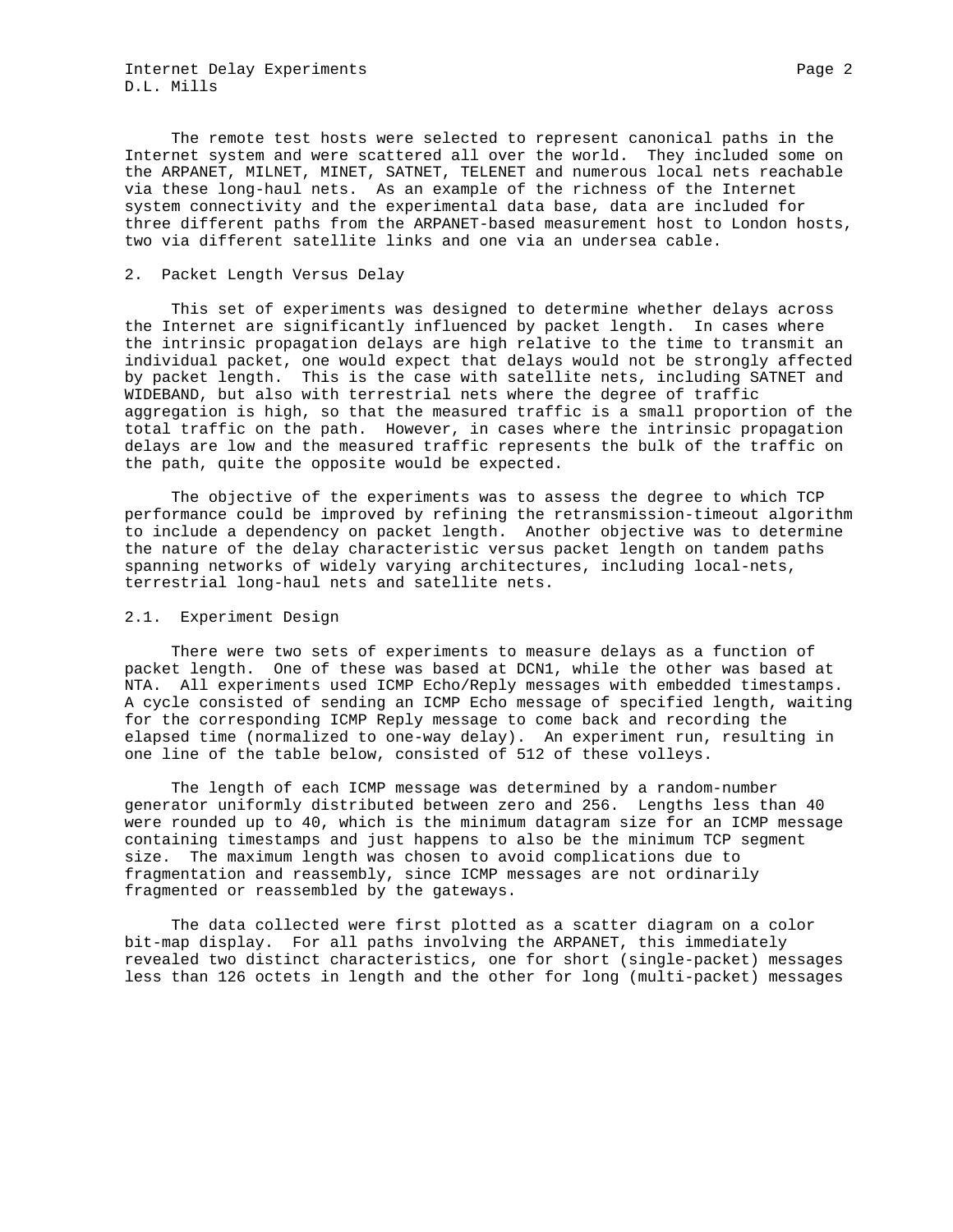The remote test hosts were selected to represent canonical paths in the Internet system and were scattered all over the world. They included some on the ARPANET, MILNET, MINET, SATNET, TELENET and numerous local nets reachable via these long-haul nets. As an example of the richness of the Internet system connectivity and the experimental data base, data are included for three different paths from the ARPANET-based measurement host to London hosts, two via different satellite links and one via an undersea cable.

## 2. Packet Length Versus Delay

This set of experiments was designed to determine whether delays across the Internet are significantly influenced by packet length. In cases where the intrinsic propagation delays are high relative to the time to transmit an individual packet, one would expect that delays would not be strongly affected by packet length. This is the case with satellite nets, including SATNET and WIDEBAND, but also with terrestrial nets where the degree of traffic aggregation is high, so that the measured traffic is a small proportion of the total traffic on the path. However, in cases where the intrinsic propagation delays are low and the measured traffic represents the bulk of the traffic on the path, quite the opposite would be expected.

The objective of the experiments was to assess the degree to which TCP performance could be improved by refining the retransmission-timeout algorithm to include a dependency on packet length. Another objective was to determine the nature of the delay characteristic versus packet length on tandem paths spanning networks of widely varying architectures, including local-nets, terrestrial long-haul nets and satellite nets.

### 2.1. Experiment Design

There were two sets of experiments to measure delays as a function of packet length. One of these was based at DCN1, while the other was based at NTA. All experiments used ICMP Echo/Reply messages with embedded timestamps. A cycle consisted of sending an ICMP Echo message of specified length, waiting for the corresponding ICMP Reply message to come back and recording the elapsed time (normalized to one-way delay). An experiment run, resulting in one line of the table below, consisted of 512 of these volleys.

The length of each ICMP message was determined by a random-number generator uniformly distributed between zero and 256. Lengths less than 40 were rounded up to 40, which is the minimum datagram size for an ICMP message containing timestamps and just happens to also be the minimum TCP segment size. The maximum length was chosen to avoid complications due to fragmentation and reassembly, since ICMP messages are not ordinarily fragmented or reassembled by the gateways.

The data collected were first plotted as a scatter diagram on a color bit-map display. For all paths involving the ARPANET, this immediately revealed two distinct characteristics, one for short (single-packet) messages less than 126 octets in length and the other for long (multi-packet) messages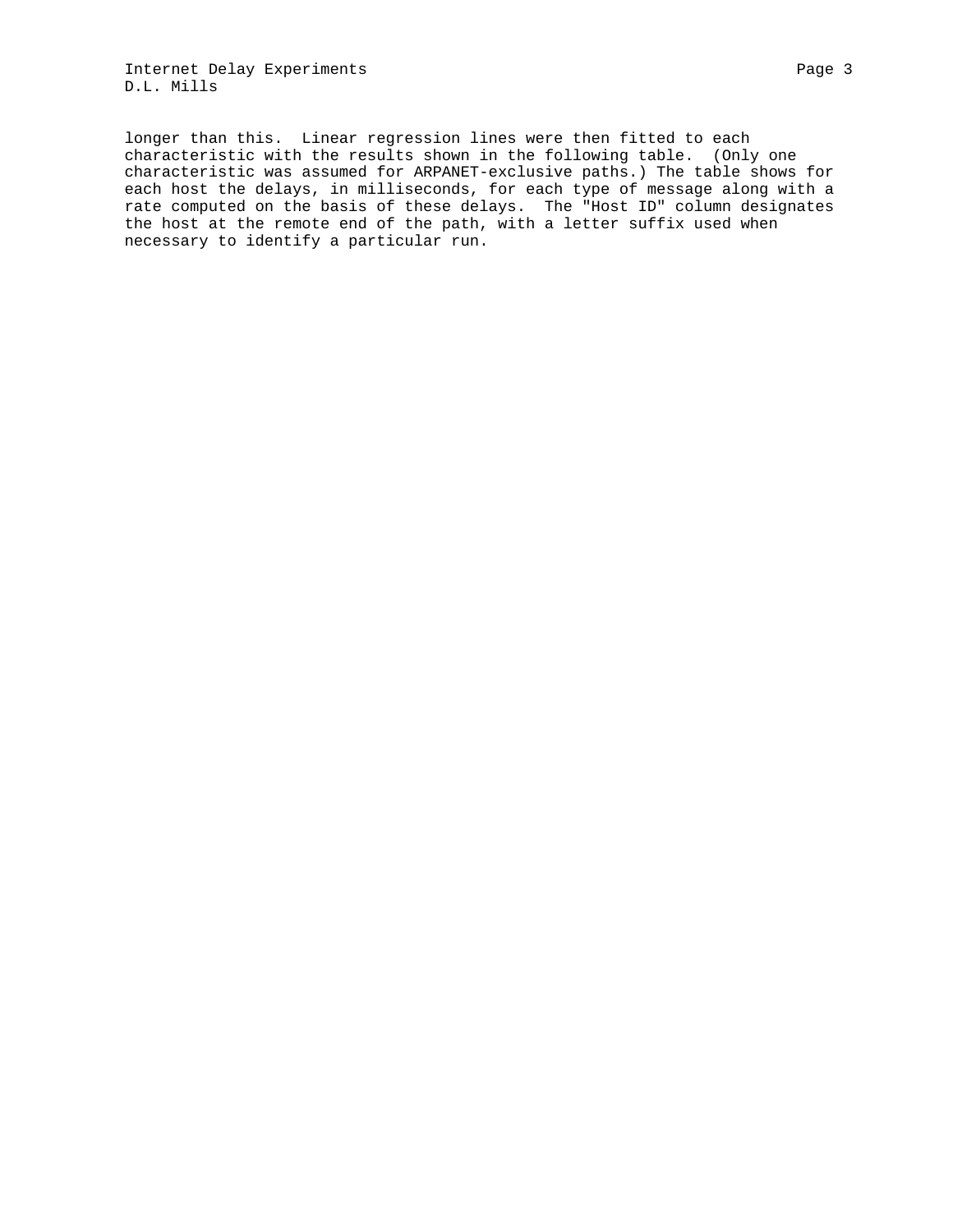longer than this. Linear regression lines were then fitted to each characteristic with the results shown in the following table. (Only one characteristic was assumed for ARPANET-exclusive paths.) The table shows for each host the delays, in milliseconds, for each type of message along with a rate computed on the basis of these delays. The "Host ID" column designates the host at the remote end of the path, with a letter suffix used when necessary to identify a particular run.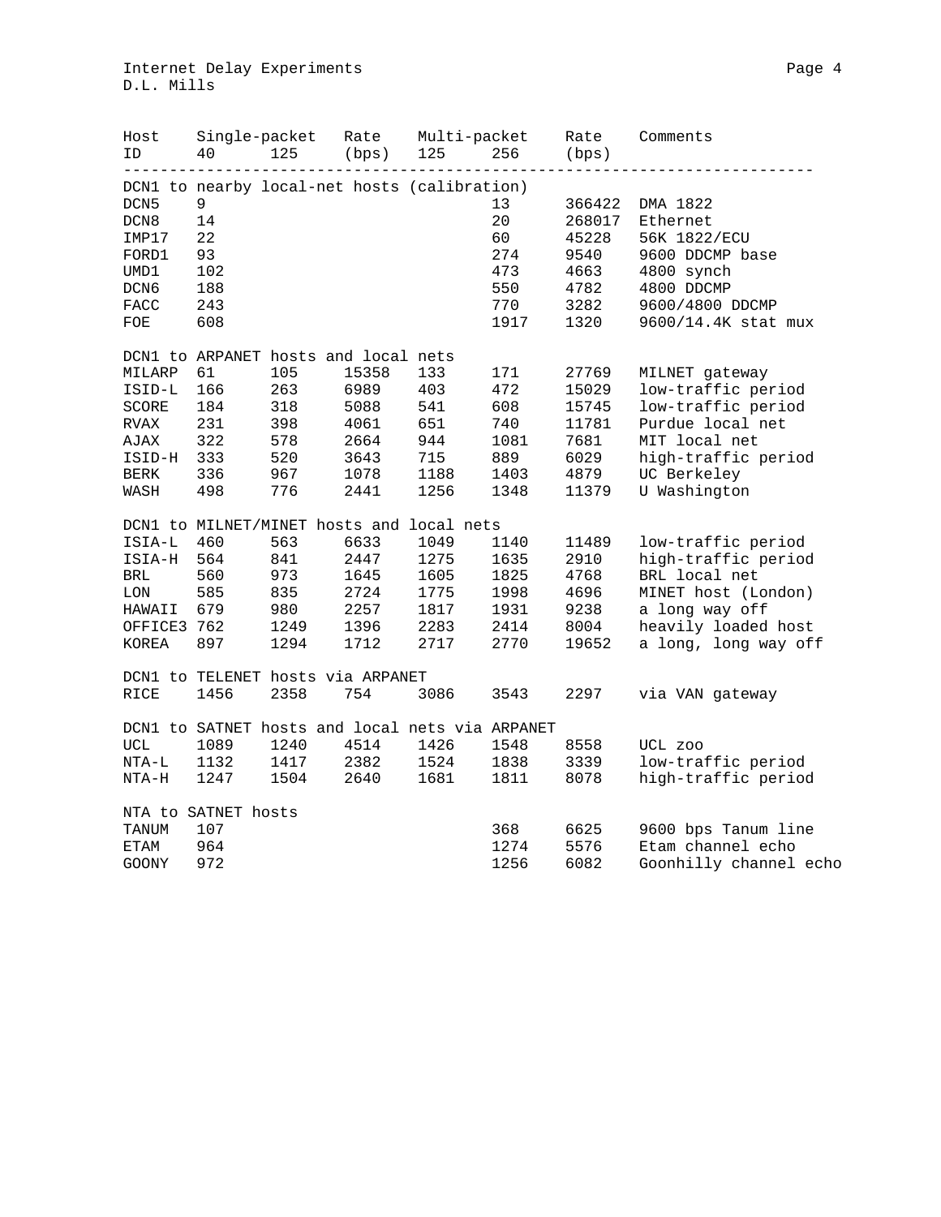| Host ID | Single-packet 40 | Single-packet 125 | Rate (bps) | Multi-packet 125 | Multi-packet 256 | Rate (bps) | Comments |
|---|---|---|---|---|---|---|---|
| DCN1 to nearby local-net hosts (calibration) | | | | | | | |
| DCN5 | 9 | | | | 13 | 366422 | DMA 1822 |
| DCN8 | 14 | | | | 20 | 268017 | Ethernet |
| IMP17 | 22 | | | | 60 | 45228 | 56K 1822/ECU |
| FORD1 | 93 | | | | 274 | 9540 | 9600 DDCMP base |
| UMD1 | 102 | | | | 473 | 4663 | 4800 synch |
| DCN6 | 188 | | | | 550 | 4782 | 4800 DDCMP |
| FACC | 243 | | | | 770 | 3282 | 9600/4800 DDCMP |
| FOE | 608 | | | | 1917 | 1320 | 9600/14.4K stat mux |
| DCN1 to ARPANET hosts and local nets | | | | | | | |
| MILARP | 61 | 105 | 15358 | 133 | 171 | 27769 | MILNET gateway |
| ISID-L | 166 | 263 | 6989 | 403 | 472 | 15029 | low-traffic period |
| SCORE | 184 | 318 | 5088 | 541 | 608 | 15745 | low-traffic period |
| RVAX | 231 | 398 | 4061 | 651 | 740 | 11781 | Purdue local net |
| AJAX | 322 | 578 | 2664 | 944 | 1081 | 7681 | MIT local net |
| ISID-H | 333 | 520 | 3643 | 715 | 889 | 6029 | high-traffic period |
| BERK | 336 | 967 | 1078 | 1188 | 1403 | 4879 | UC Berkeley |
| WASH | 498 | 776 | 2441 | 1256 | 1348 | 11379 | U Washington |
| DCN1 to MILNET/MINET hosts and local nets | | | | | | | |
| ISIA-L | 460 | 563 | 6633 | 1049 | 1140 | 11489 | low-traffic period |
| ISIA-H | 564 | 841 | 2447 | 1275 | 1635 | 2910 | high-traffic period |
| BRL | 560 | 973 | 1645 | 1605 | 1825 | 4768 | BRL local net |
| LON | 585 | 835 | 2724 | 1775 | 1998 | 4696 | MINET host (London) |
| HAWAII | 679 | 980 | 2257 | 1817 | 1931 | 9238 | a long way off |
| OFFICE3 | 762 | 1249 | 1396 | 2283 | 2414 | 8004 | heavily loaded host |
| KOREA | 897 | 1294 | 1712 | 2717 | 2770 | 19652 | a long, long way off |
| DCN1 to TELENET hosts via ARPANET | | | | | | | |
| RICE | 1456 | 2358 | 754 | 3086 | 3543 | 2297 | via VAN gateway |
| DCN1 to SATNET hosts and local nets via ARPANET | | | | | | | |
| UCL | 1089 | 1240 | 4514 | 1426 | 1548 | 8558 | UCL zoo |
| NTA-L | 1132 | 1417 | 2382 | 1524 | 1838 | 3339 | low-traffic period |
| NTA-H | 1247 | 1504 | 2640 | 1681 | 1811 | 8078 | high-traffic period |
| NTA to SATNET hosts | | | | | | | |
| TANUM | 107 | | | | 368 | 6625 | 9600 bps Tanum line |
| ETAM | 964 | | | | 1274 | 5576 | Etam channel echo |
| GOONY | 972 | | | | 1256 | 6082 | Goonhilly channel echo |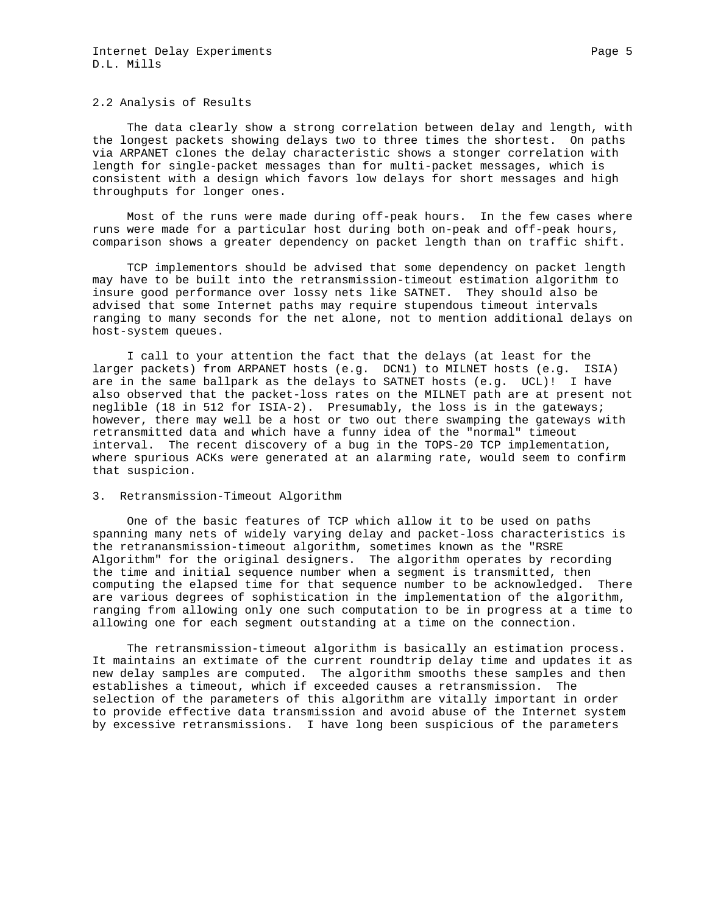## 2.2 Analysis of Results

The data clearly show a strong correlation between delay and length, with the longest packets showing delays two to three times the shortest. On paths via ARPANET clones the delay characteristic shows a stonger correlation with length for single-packet messages than for multi-packet messages, which is consistent with a design which favors low delays for short messages and high throughputs for longer ones.

Most of the runs were made during off-peak hours. In the few cases where runs were made for a particular host during both on-peak and off-peak hours, comparison shows a greater dependency on packet length than on traffic shift.

TCP implementors should be advised that some dependency on packet length may have to be built into the retransmission-timeout estimation algorithm to insure good performance over lossy nets like SATNET. They should also be advised that some Internet paths may require stupendous timeout intervals ranging to many seconds for the net alone, not to mention additional delays on host-system queues.

I call to your attention the fact that the delays (at least for the larger packets) from ARPANET hosts (e.g. DCN1) to MILNET hosts (e.g. ISIA) are in the same ballpark as the delays to SATNET hosts (e.g. UCL)! I have also observed that the packet-loss rates on the MILNET path are at present not neglible (18 in 512 for ISIA-2). Presumably, the loss is in the gateways; however, there may well be a host or two out there swamping the gateways with retransmitted data and which have a funny idea of the "normal" timeout interval. The recent discovery of a bug in the TOPS-20 TCP implementation, where spurious ACKs were generated at an alarming rate, would seem to confirm that suspicion.

## 3. Retransmission-Timeout Algorithm

One of the basic features of TCP which allow it to be used on paths spanning many nets of widely varying delay and packet-loss characteristics is the retranansmission-timeout algorithm, sometimes known as the "RSRE Algorithm" for the original designers. The algorithm operates by recording the time and initial sequence number when a segment is transmitted, then computing the elapsed time for that sequence number to be acknowledged. There are various degrees of sophistication in the implementation of the algorithm, ranging from allowing only one such computation to be in progress at a time to allowing one for each segment outstanding at a time on the connection.

The retransmission-timeout algorithm is basically an estimation process. It maintains an extimate of the current roundtrip delay time and updates it as new delay samples are computed. The algorithm smooths these samples and then establishes a timeout, which if exceeded causes a retransmission. The selection of the parameters of this algorithm are vitally important in order to provide effective data transmission and avoid abuse of the Internet system by excessive retransmissions. I have long been suspicious of the parameters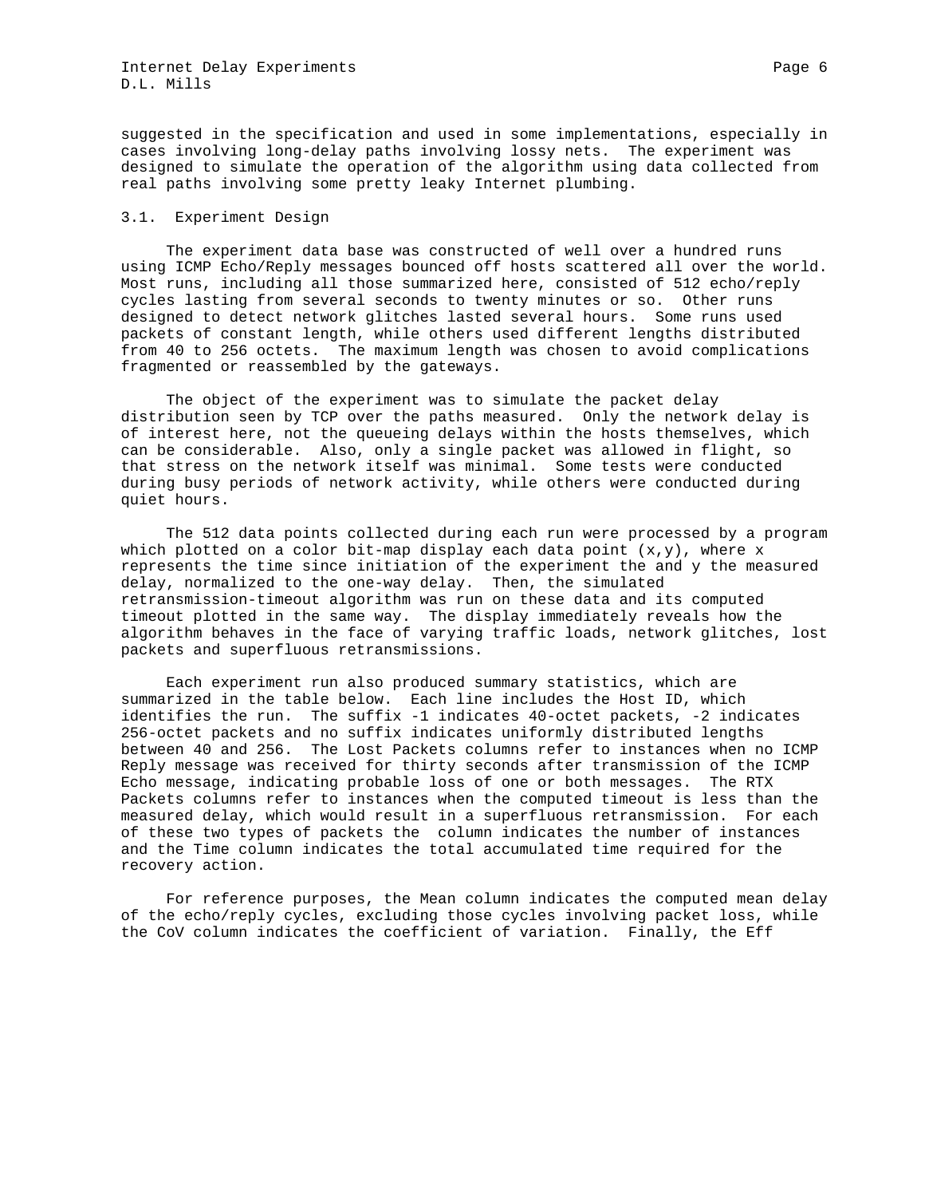suggested in the specification and used in some implementations, especially in cases involving long-delay paths involving lossy nets. The experiment was designed to simulate the operation of the algorithm using data collected from real paths involving some pretty leaky Internet plumbing.

### 3.1. Experiment Design

The experiment data base was constructed of well over a hundred runs using ICMP Echo/Reply messages bounced off hosts scattered all over the world. Most runs, including all those summarized here, consisted of 512 echo/reply cycles lasting from several seconds to twenty minutes or so. Other runs designed to detect network glitches lasted several hours. Some runs used packets of constant length, while others used different lengths distributed from 40 to 256 octets. The maximum length was chosen to avoid complications fragmented or reassembled by the gateways.

The object of the experiment was to simulate the packet delay distribution seen by TCP over the paths measured. Only the network delay is of interest here, not the queueing delays within the hosts themselves, which can be considerable. Also, only a single packet was allowed in flight, so that stress on the network itself was minimal. Some tests were conducted during busy periods of network activity, while others were conducted during quiet hours.

The 512 data points collected during each run were processed by a program which plotted on a color bit-map display each data point (x,y), where x represents the time since initiation of the experiment the and y the measured delay, normalized to the one-way delay. Then, the simulated retransmission-timeout algorithm was run on these data and its computed timeout plotted in the same way. The display immediately reveals how the algorithm behaves in the face of varying traffic loads, network glitches, lost packets and superfluous retransmissions.

Each experiment run also produced summary statistics, which are summarized in the table below. Each line includes the Host ID, which identifies the run. The suffix -1 indicates 40-octet packets, -2 indicates 256-octet packets and no suffix indicates uniformly distributed lengths between 40 and 256. The Lost Packets columns refer to instances when no ICMP Reply message was received for thirty seconds after transmission of the ICMP Echo message, indicating probable loss of one or both messages. The RTX Packets columns refer to instances when the computed timeout is less than the measured delay, which would result in a superfluous retransmission. For each of these two types of packets the  column indicates the number of instances and the Time column indicates the total accumulated time required for the recovery action.

For reference purposes, the Mean column indicates the computed mean delay of the echo/reply cycles, excluding those cycles involving packet loss, while the CoV column indicates the coefficient of variation. Finally, the Eff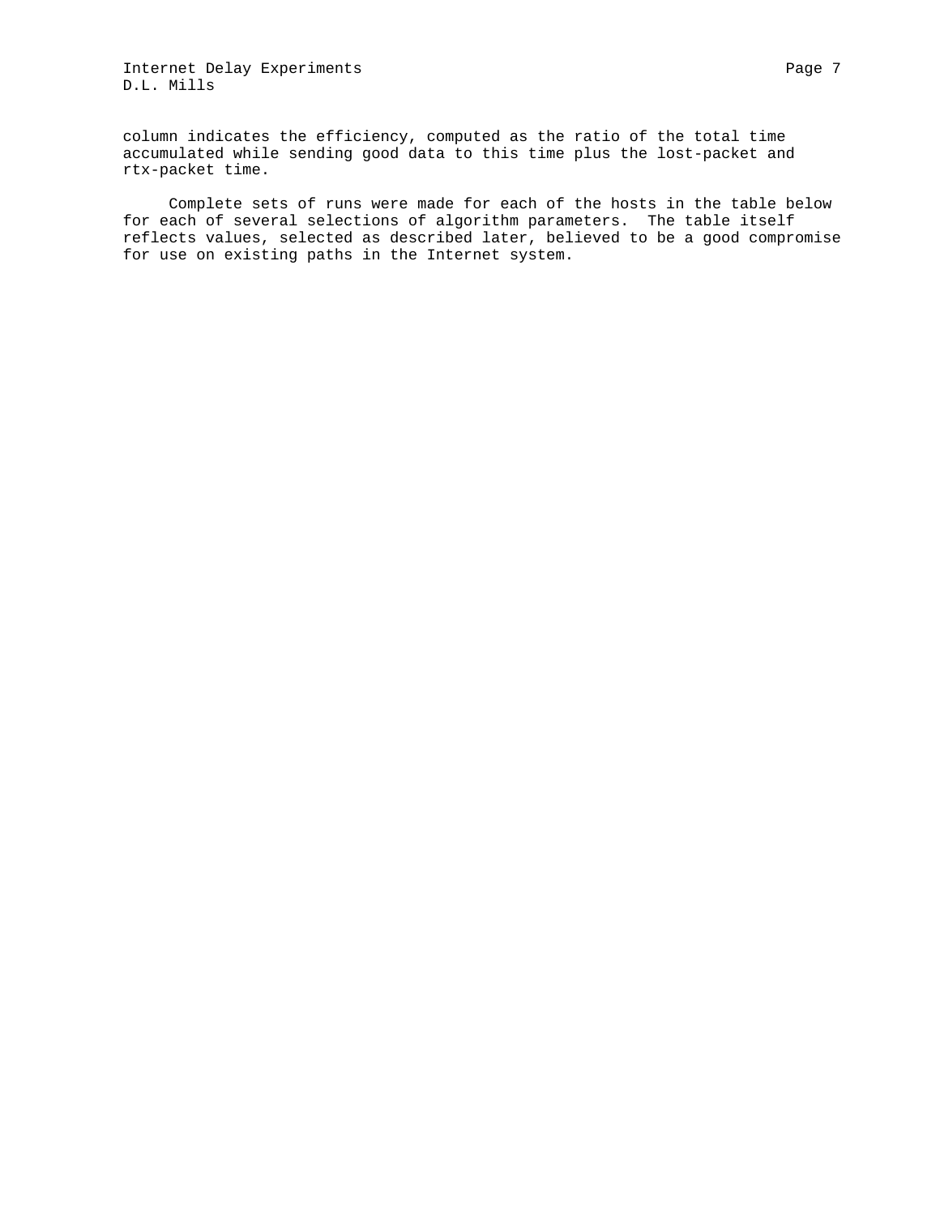column indicates the efficiency, computed as the ratio of the total time accumulated while sending good data to this time plus the lost-packet and rtx-packet time.

Complete sets of runs were made for each of the hosts in the table below for each of several selections of algorithm parameters. The table itself reflects values, selected as described later, believed to be a good compromise for use on existing paths in the Internet system.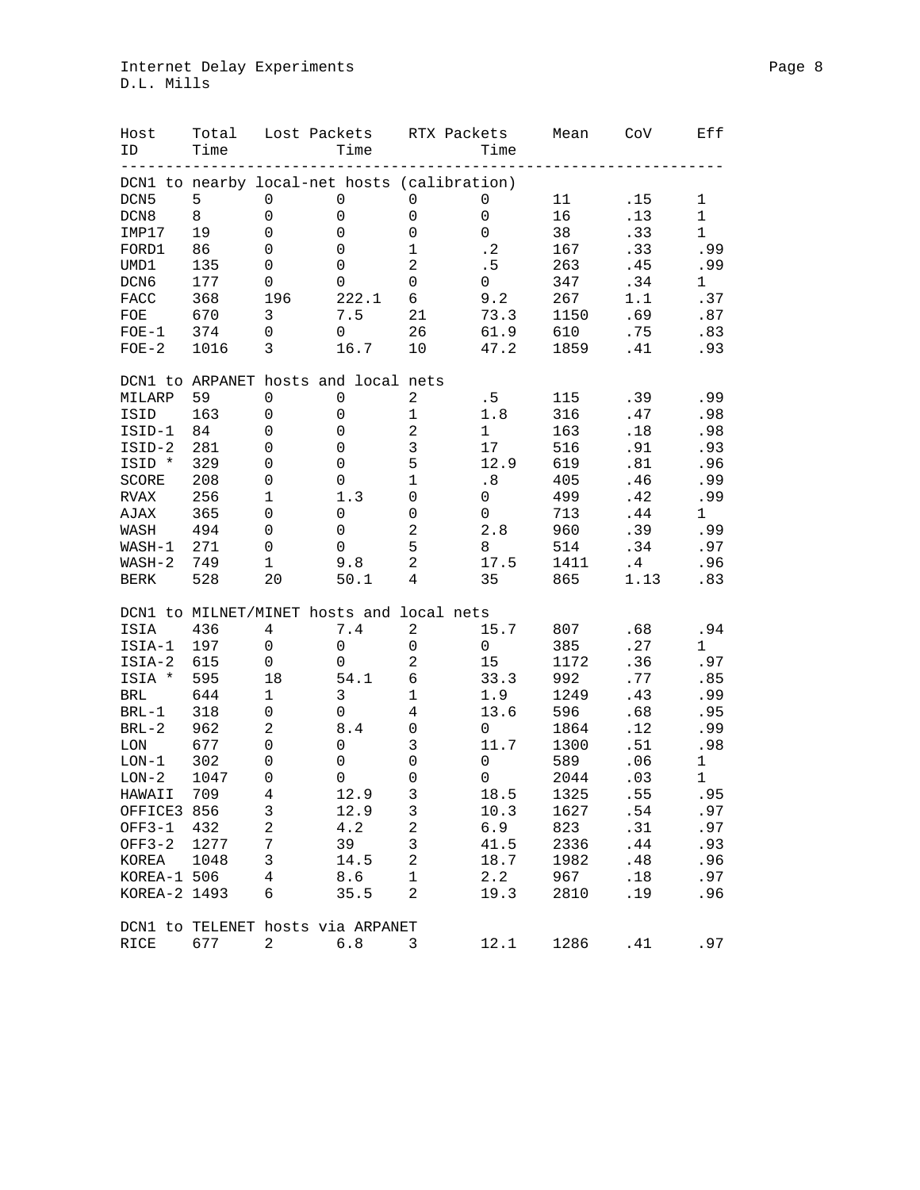| Host ID | Total Time | Lost Packets | Lost Packets Time | RTX Packets | RTX Packets Time | Mean | CoV | Eff |
|---|---|---|---|---|---|---|---|---|
| **DCN1 to nearby local-net hosts (calibration)** | | | | | | | | |
| DCN5 | 5 | 0 | 0 | 0 | 0 | 11 | .15 | 1 |
| DCN8 | 8 | 0 | 0 | 0 | 0 | 16 | .13 | 1 |
| IMP17 | 19 | 0 | 0 | 0 | 0 | 38 | .33 | 1 |
| FORD1 | 86 | 0 | 0 | 1 | .2 | 167 | .33 | .99 |
| UMD1 | 135 | 0 | 0 | 2 | .5 | 263 | .45 | .99 |
| DCN6 | 177 | 0 | 0 | 0 | 0 | 347 | .34 | 1 |
| FACC | 368 | 196 | 222.1 | 6 | 9.2 | 267 | 1.1 | .37 |
| FOE | 670 | 3 | 7.5 | 21 | 73.3 | 1150 | .69 | .87 |
| FOE-1 | 374 | 0 | 0 | 26 | 61.9 | 610 | .75 | .83 |
| FOE-2 | 1016 | 3 | 16.7 | 10 | 47.2 | 1859 | .41 | .93 |
| **DCN1 to ARPANET hosts and local nets** | | | | | | | | |
| MILARP | 59 | 0 | 0 | 2 | .5 | 115 | .39 | .99 |
| ISID | 163 | 0 | 0 | 1 | 1.8 | 316 | .47 | .98 |
| ISID-1 | 84 | 0 | 0 | 2 | 1 | 163 | .18 | .98 |
| ISID-2 | 281 | 0 | 0 | 3 | 17 | 516 | .91 | .93 |
| ISID * | 329 | 0 | 0 | 5 | 12.9 | 619 | .81 | .96 |
| SCORE | 208 | 0 | 0 | 1 | .8 | 405 | .46 | .99 |
| RVAX | 256 | 1 | 1.3 | 0 | 0 | 499 | .42 | .99 |
| AJAX | 365 | 0 | 0 | 0 | 0 | 713 | .44 | 1 |
| WASH | 494 | 0 | 0 | 2 | 2.8 | 960 | .39 | .99 |
| WASH-1 | 271 | 0 | 0 | 5 | 8 | 514 | .34 | .97 |
| WASH-2 | 749 | 1 | 9.8 | 2 | 17.5 | 1411 | .4 | .96 |
| BERK | 528 | 20 | 50.1 | 4 | 35 | 865 | 1.13 | .83 |
| **DCN1 to MILNET/MINET hosts and local nets** | | | | | | | | |
| ISIA | 436 | 4 | 7.4 | 2 | 15.7 | 807 | .68 | .94 |
| ISIA-1 | 197 | 0 | 0 | 0 | 0 | 385 | .27 | 1 |
| ISIA-2 | 615 | 0 | 0 | 2 | 15 | 1172 | .36 | .97 |
| ISIA * | 595 | 18 | 54.1 | 6 | 33.3 | 992 | .77 | .85 |
| BRL | 644 | 1 | 3 | 1 | 1.9 | 1249 | .43 | .99 |
| BRL-1 | 318 | 0 | 0 | 4 | 13.6 | 596 | .68 | .95 |
| BRL-2 | 962 | 2 | 8.4 | 0 | 0 | 1864 | .12 | .99 |
| LON | 677 | 0 | 0 | 3 | 11.7 | 1300 | .51 | .98 |
| LON-1 | 302 | 0 | 0 | 0 | 0 | 589 | .06 | 1 |
| LON-2 | 1047 | 0 | 0 | 0 | 0 | 2044 | .03 | 1 |
| HAWAII | 709 | 4 | 12.9 | 3 | 18.5 | 1325 | .55 | .95 |
| OFFICE3 | 856 | 3 | 12.9 | 3 | 10.3 | 1627 | .54 | .97 |
| OFF3-1 | 432 | 2 | 4.2 | 2 | 6.9 | 823 | .31 | .97 |
| OFF3-2 | 1277 | 7 | 39 | 3 | 41.5 | 2336 | .44 | .93 |
| KOREA | 1048 | 3 | 14.5 | 2 | 18.7 | 1982 | .48 | .96 |
| KOREA-1 | 506 | 4 | 8.6 | 1 | 2.2 | 967 | .18 | .97 |
| KOREA-2 | 1493 | 6 | 35.5 | 2 | 19.3 | 2810 | .19 | .96 |
| **DCN1 to TELENET hosts via ARPANET** | | | | | | | | |
| RICE | 677 | 2 | 6.8 | 3 | 12.1 | 1286 | .41 | .97 |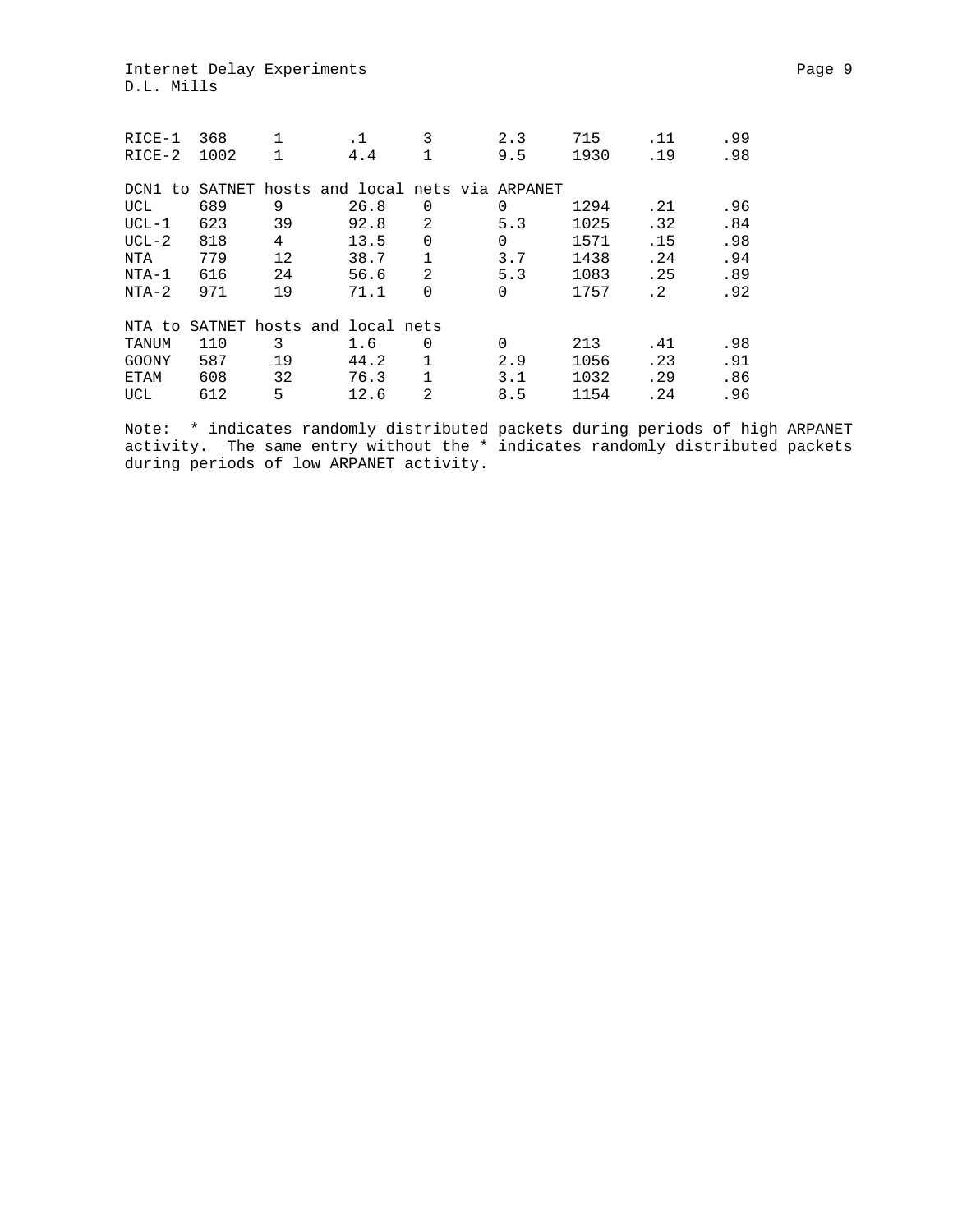| | | | | | | | | |
|---|---|---|---|---|---|---|---|---|
| RICE-1 | 368 | 1 | .1 | 3 | 2.3 | 715 | .11 | .99 |
| RICE-2 | 1002 | 1 | 4.4 | 1 | 9.5 | 1930 | .19 | .98 |
| DCN1 to SATNET hosts and local nets via ARPANET | | | | | | | | |
| UCL | 689 | 9 | 26.8 | 0 | 0 | 1294 | .21 | .96 |
| UCL-1 | 623 | 39 | 92.8 | 2 | 5.3 | 1025 | .32 | .84 |
| UCL-2 | 818 | 4 | 13.5 | 0 | 0 | 1571 | .15 | .98 |
| NTA | 779 | 12 | 38.7 | 1 | 3.7 | 1438 | .24 | .94 |
| NTA-1 | 616 | 24 | 56.6 | 2 | 5.3 | 1083 | .25 | .89 |
| NTA-2 | 971 | 19 | 71.1 | 0 | 0 | 1757 | .2 | .92 |
| NTA to SATNET hosts and local nets | | | | | | | | |
| TANUM | 110 | 3 | 1.6 | 0 | 0 | 213 | .41 | .98 |
| GOONY | 587 | 19 | 44.2 | 1 | 2.9 | 1056 | .23 | .91 |
| ETAM | 608 | 32 | 76.3 | 1 | 3.1 | 1032 | .29 | .86 |
| UCL | 612 | 5 | 12.6 | 2 | 8.5 | 1154 | .24 | .96 |

Note: * indicates randomly distributed packets during periods of high ARPANET activity. The same entry without the * indicates randomly distributed packets during periods of low ARPANET activity.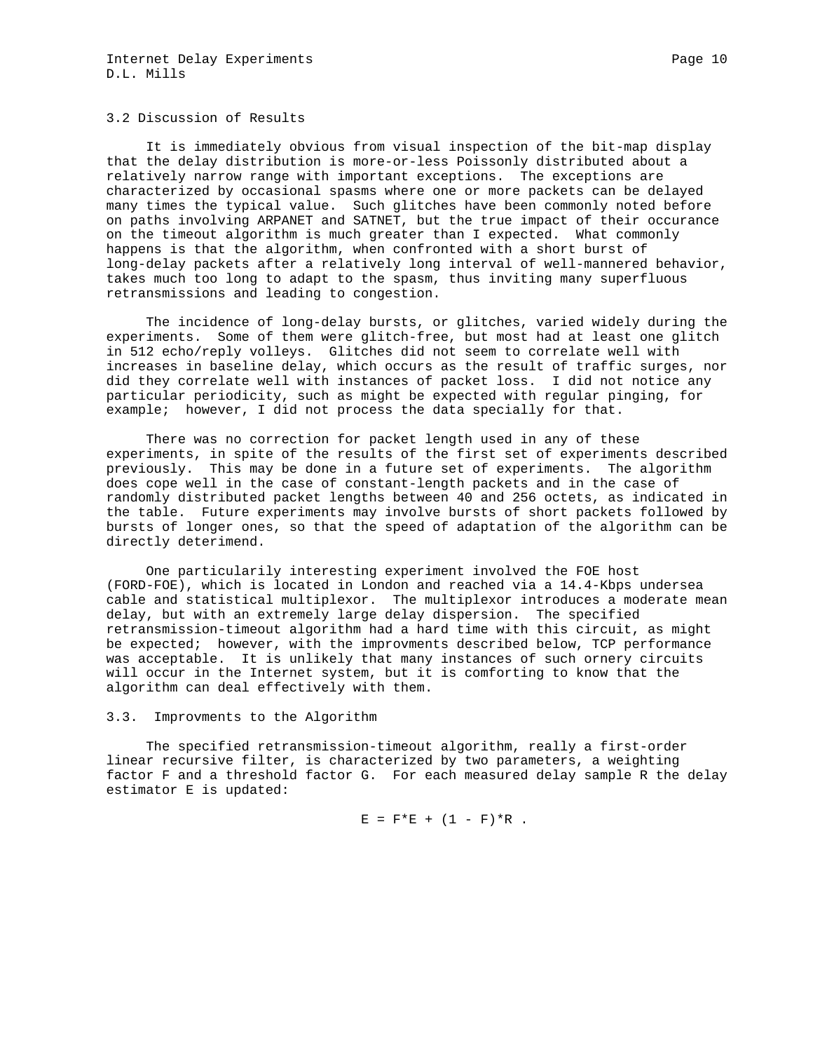### 3.2 Discussion of Results

It is immediately obvious from visual inspection of the bit-map display that the delay distribution is more-or-less Poissonly distributed about a relatively narrow range with important exceptions. The exceptions are characterized by occasional spasms where one or more packets can be delayed many times the typical value. Such glitches have been commonly noted before on paths involving ARPANET and SATNET, but the true impact of their occurance on the timeout algorithm is much greater than I expected. What commonly happens is that the algorithm, when confronted with a short burst of long-delay packets after a relatively long interval of well-mannered behavior, takes much too long to adapt to the spasm, thus inviting many superfluous retransmissions and leading to congestion.

The incidence of long-delay bursts, or glitches, varied widely during the experiments. Some of them were glitch-free, but most had at least one glitch in 512 echo/reply volleys. Glitches did not seem to correlate well with increases in baseline delay, which occurs as the result of traffic surges, nor did they correlate well with instances of packet loss. I did not notice any particular periodicity, such as might be expected with regular pinging, for example; however, I did not process the data specially for that.

There was no correction for packet length used in any of these experiments, in spite of the results of the first set of experiments described previously. This may be done in a future set of experiments. The algorithm does cope well in the case of constant-length packets and in the case of randomly distributed packet lengths between 40 and 256 octets, as indicated in the table. Future experiments may involve bursts of short packets followed by bursts of longer ones, so that the speed of adaptation of the algorithm can be directly deterimend.

One particularily interesting experiment involved the FOE host (FORD-FOE), which is located in London and reached via a 14.4-Kbps undersea cable and statistical multiplexor. The multiplexor introduces a moderate mean delay, but with an extremely large delay dispersion. The specified retransmission-timeout algorithm had a hard time with this circuit, as might be expected; however, with the improvments described below, TCP performance was acceptable. It is unlikely that many instances of such ornery circuits will occur in the Internet system, but it is comforting to know that the algorithm can deal effectively with them.

### 3.3. Improvments to the Algorithm

The specified retransmission-timeout algorithm, really a first-order linear recursive filter, is characterized by two parameters, a weighting factor F and a threshold factor G. For each measured delay sample R the delay estimator E is updated:

$$E = F*E + (1 - F)*R .$$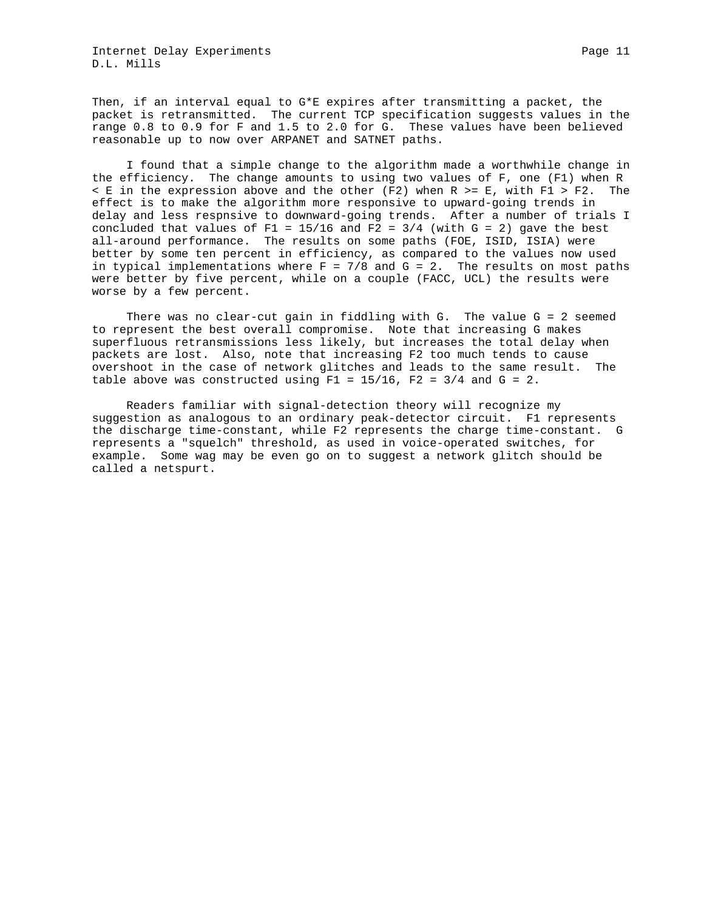Then, if an interval equal to $G*E$ expires after transmitting a packet, the packet is retransmitted. The current TCP specification suggests values in the range 0.8 to 0.9 for F and 1.5 to 2.0 for G. These values have been believed reasonable up to now over ARPANET and SATNET paths.

I found that a simple change to the algorithm made a worthwhile change in the efficiency. The change amounts to using two values of F, one (F1) when $R < E$ in the expression above and the other (F2) when $R >= E$, with $F1 > F2$. The effect is to make the algorithm more responsive to upward-going trends in delay and less respnsive to downward-going trends. After a number of trials I concluded that values of $F1 = 15/16$ and $F2 = 3/4$ (with $G = 2$) gave the best all-around performance. The results on some paths (FOE, ISID, ISIA) were better by some ten percent in efficiency, as compared to the values now used in typical implementations where $F = 7/8$ and $G = 2$. The results on most paths were better by five percent, while on a couple (FACC, UCL) the results were worse by a few percent.

There was no clear-cut gain in fiddling with G. The value $G = 2$ seemed to represent the best overall compromise. Note that increasing G makes superfluous retransmissions less likely, but increases the total delay when packets are lost. Also, note that increasing F2 too much tends to cause overshoot in the case of network glitches and leads to the same result. The table above was constructed using $F1 = 15/16$, $F2 = 3/4$ and $G = 2$.

Readers familiar with signal-detection theory will recognize my suggestion as analogous to an ordinary peak-detector circuit. F1 represents the discharge time-constant, while F2 represents the charge time-constant. G represents a "squelch" threshold, as used in voice-operated switches, for example. Some wag may be even go on to suggest a network glitch should be called a netspurt.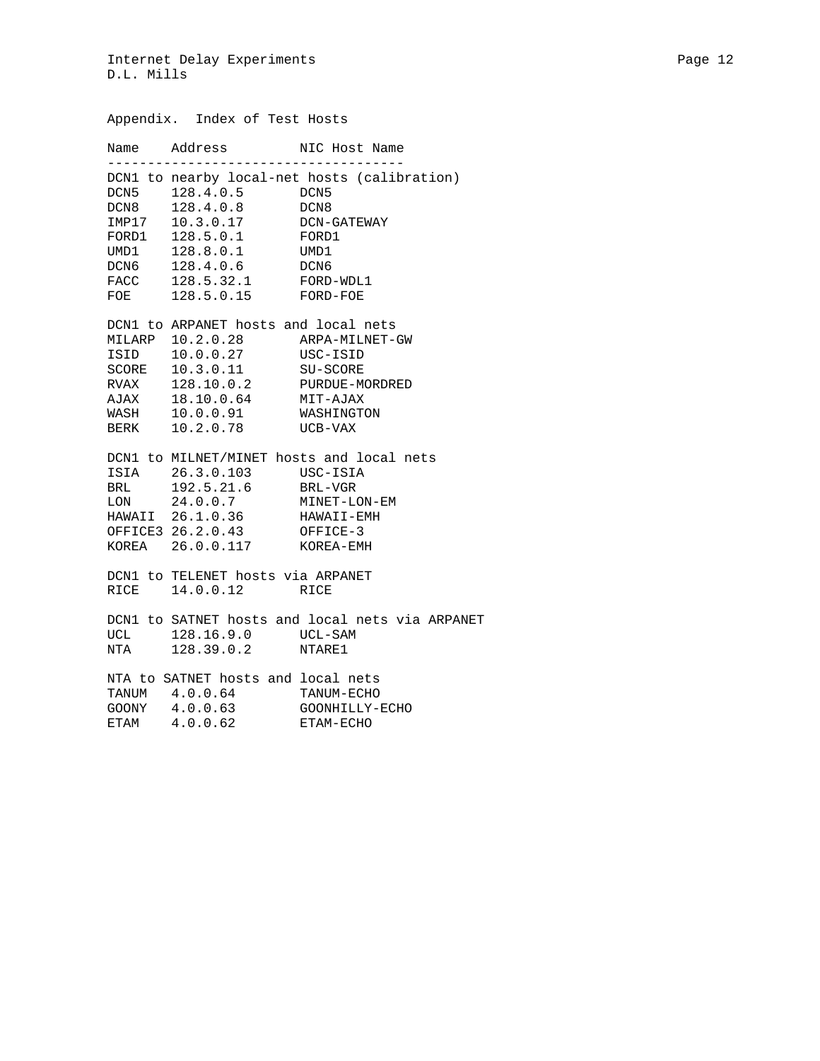## Appendix. Index of Test Hosts

| Name | Address | NIC Host Name |
|---|---|---|
| **DCN1 to nearby local-net hosts (calibration)** | | |
| DCN5 | 128.4.0.5 | DCN5 |
| DCN8 | 128.4.0.8 | DCN8 |
| IMP17 | 10.3.0.17 | DCN-GATEWAY |
| FORD1 | 128.5.0.1 | FORD1 |
| UMD1 | 128.8.0.1 | UMD1 |
| DCN6 | 128.4.0.6 | DCN6 |
| FACC | 128.5.32.1 | FORD-WDL1 |
| FOE | 128.5.0.15 | FORD-FOE |
| **DCN1 to ARPANET hosts and local nets** | | |
| MILARP | 10.2.0.28 | ARPA-MILNET-GW |
| ISID | 10.0.0.27 | USC-ISID |
| SCORE | 10.3.0.11 | SU-SCORE |
| RVAX | 128.10.0.2 | PURDUE-MORDRED |
| AJAX | 18.10.0.64 | MIT-AJAX |
| WASH | 10.0.0.91 | WASHINGTON |
| BERK | 10.2.0.78 | UCB-VAX |
| **DCN1 to MILNET/MINET hosts and local nets** | | |
| ISIA | 26.3.0.103 | USC-ISIA |
| BRL | 192.5.21.6 | BRL-VGR |
| LON | 24.0.0.7 | MINET-LON-EM |
| HAWAII | 26.1.0.36 | HAWAII-EMH |
| OFFICE3 | 26.2.0.43 | OFFICE-3 |
| KOREA | 26.0.0.117 | KOREA-EMH |
| **DCN1 to TELENET hosts via ARPANET** | | |
| RICE | 14.0.0.12 | RICE |
| **DCN1 to SATNET hosts and local nets via ARPANET** | | |
| UCL | 128.16.9.0 | UCL-SAM |
| NTA | 128.39.0.2 | NTARE1 |
| **NTA to SATNET hosts and local nets** | | |
| TANUM | 4.0.0.64 | TANUM-ECHO |
| GOONY | 4.0.0.63 | GOONHILLY-ECHO |
| ETAM | 4.0.0.62 | ETAM-ECHO |